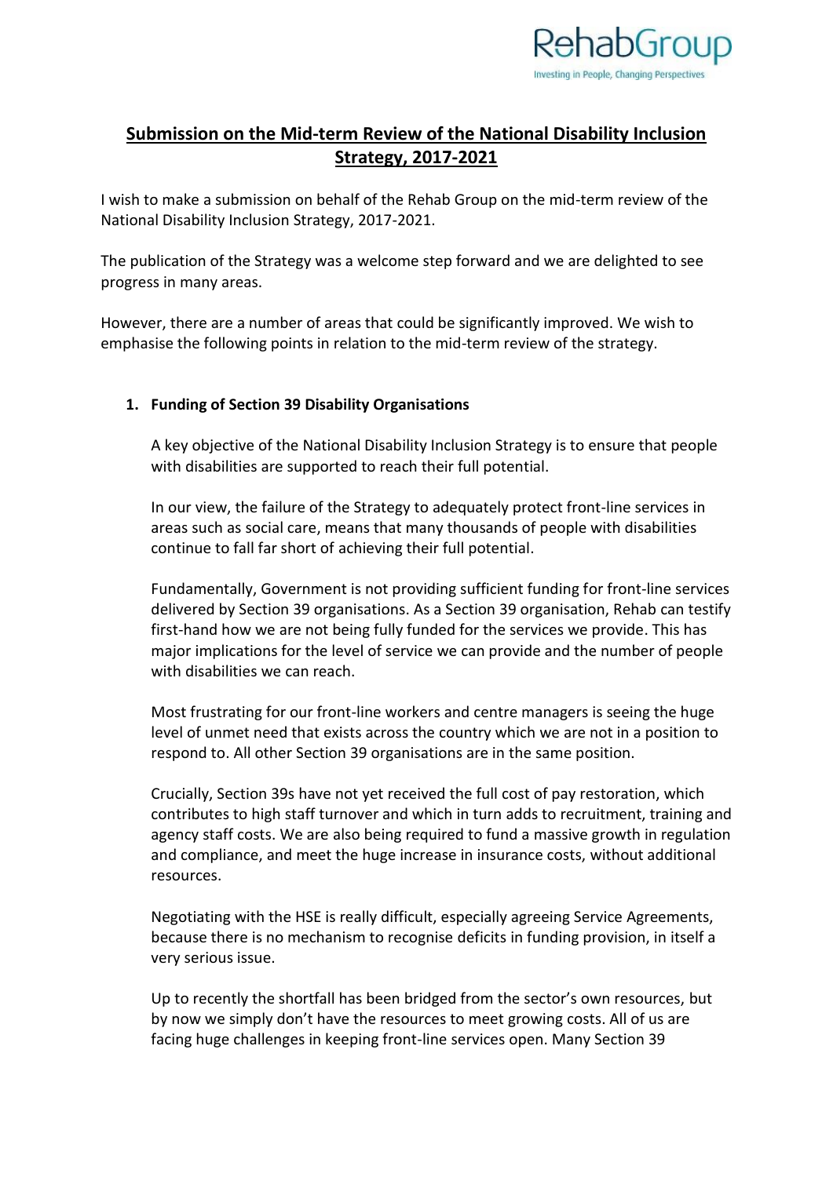RehabGroup
Investing in People, Changing Perspectives

# Submission on the Mid-term Review of the National Disability Inclusion Strategy, 2017-2021

I wish to make a submission on behalf of the Rehab Group on the mid-term review of the National Disability Inclusion Strategy, 2017-2021.

The publication of the Strategy was a welcome step forward and we are delighted to see progress in many areas.

However, there are a number of areas that could be significantly improved. We wish to emphasise the following points in relation to the mid-term review of the strategy.

## 1. Funding of Section 39 Disability Organisations

A key objective of the National Disability Inclusion Strategy is to ensure that people with disabilities are supported to reach their full potential.

In our view, the failure of the Strategy to adequately protect front-line services in areas such as social care, means that many thousands of people with disabilities continue to fall far short of achieving their full potential.

Fundamentally, Government is not providing sufficient funding for front-line services delivered by Section 39 organisations. As a Section 39 organisation, Rehab can testify first-hand how we are not being fully funded for the services we provide. This has major implications for the level of service we can provide and the number of people with disabilities we can reach.

Most frustrating for our front-line workers and centre managers is seeing the huge level of unmet need that exists across the country which we are not in a position to respond to. All other Section 39 organisations are in the same position.

Crucially, Section 39s have not yet received the full cost of pay restoration, which contributes to high staff turnover and which in turn adds to recruitment, training and agency staff costs. We are also being required to fund a massive growth in regulation and compliance, and meet the huge increase in insurance costs, without additional resources.

Negotiating with the HSE is really difficult, especially agreeing Service Agreements, because there is no mechanism to recognise deficits in funding provision, in itself a very serious issue.

Up to recently the shortfall has been bridged from the sector's own resources, but by now we simply don't have the resources to meet growing costs. All of us are facing huge challenges in keeping front-line services open. Many Section 39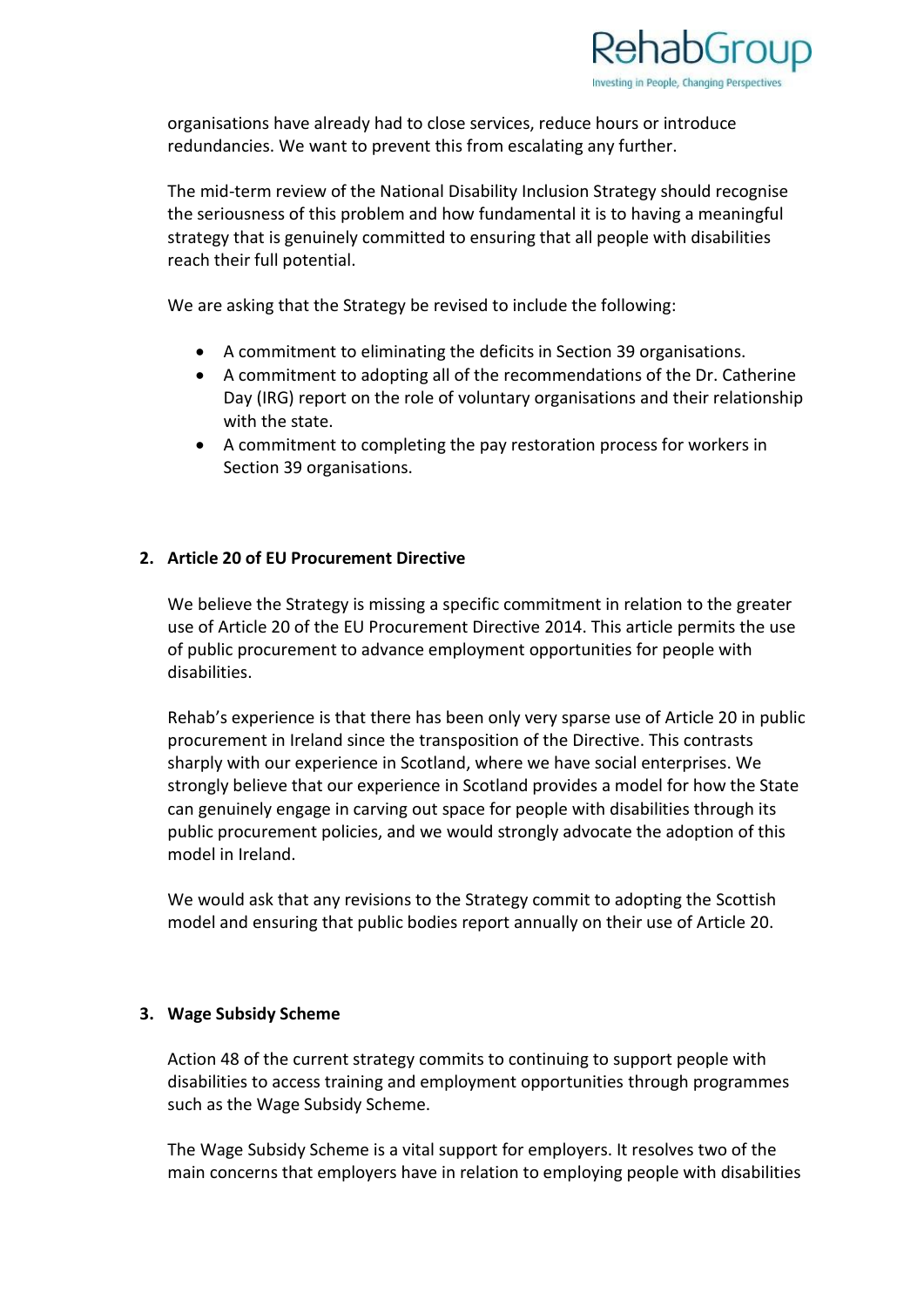organisations have already had to close services, reduce hours or introduce redundancies. We want to prevent this from escalating any further.

The mid-term review of the National Disability Inclusion Strategy should recognise the seriousness of this problem and how fundamental it is to having a meaningful strategy that is genuinely committed to ensuring that all people with disabilities reach their full potential.

We are asking that the Strategy be revised to include the following:

- A commitment to eliminating the deficits in Section 39 organisations.
- A commitment to adopting all of the recommendations of the Dr. Catherine Day (IRG) report on the role of voluntary organisations and their relationship with the state.
- A commitment to completing the pay restoration process for workers in Section 39 organisations.

### 2. Article 20 of EU Procurement Directive

We believe the Strategy is missing a specific commitment in relation to the greater use of Article 20 of the EU Procurement Directive 2014. This article permits the use of public procurement to advance employment opportunities for people with disabilities.

Rehab's experience is that there has been only very sparse use of Article 20 in public procurement in Ireland since the transposition of the Directive. This contrasts sharply with our experience in Scotland, where we have social enterprises. We strongly believe that our experience in Scotland provides a model for how the State can genuinely engage in carving out space for people with disabilities through its public procurement policies, and we would strongly advocate the adoption of this model in Ireland.

We would ask that any revisions to the Strategy commit to adopting the Scottish model and ensuring that public bodies report annually on their use of Article 20.

### 3. Wage Subsidy Scheme

Action 48 of the current strategy commits to continuing to support people with disabilities to access training and employment opportunities through programmes such as the Wage Subsidy Scheme.

The Wage Subsidy Scheme is a vital support for employers. It resolves two of the main concerns that employers have in relation to employing people with disabilities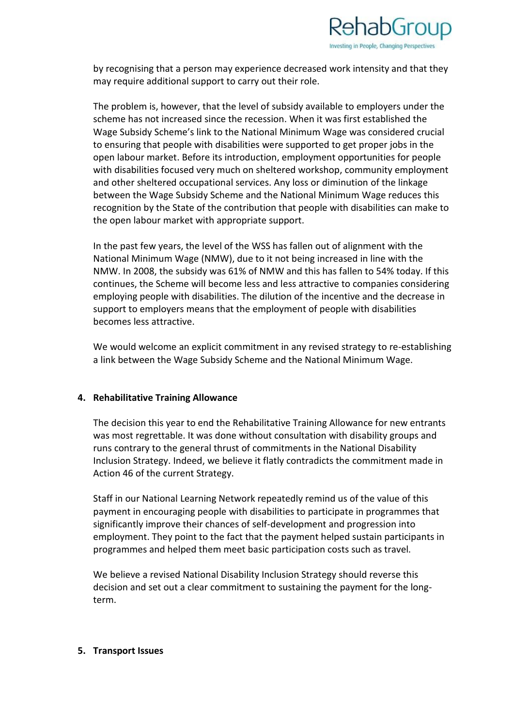by recognising that a person may experience decreased work intensity and that they may require additional support to carry out their role.

The problem is, however, that the level of subsidy available to employers under the scheme has not increased since the recession. When it was first established the Wage Subsidy Scheme's link to the National Minimum Wage was considered crucial to ensuring that people with disabilities were supported to get proper jobs in the open labour market. Before its introduction, employment opportunities for people with disabilities focused very much on sheltered workshop, community employment and other sheltered occupational services. Any loss or diminution of the linkage between the Wage Subsidy Scheme and the National Minimum Wage reduces this recognition by the State of the contribution that people with disabilities can make to the open labour market with appropriate support.

In the past few years, the level of the WSS has fallen out of alignment with the National Minimum Wage (NMW), due to it not being increased in line with the NMW. In 2008, the subsidy was 61% of NMW and this has fallen to 54% today. If this continues, the Scheme will become less and less attractive to companies considering employing people with disabilities. The dilution of the incentive and the decrease in support to employers means that the employment of people with disabilities becomes less attractive.

We would welcome an explicit commitment in any revised strategy to re-establishing a link between the Wage Subsidy Scheme and the National Minimum Wage.

## 4. Rehabilitative Training Allowance

The decision this year to end the Rehabilitative Training Allowance for new entrants was most regrettable. It was done without consultation with disability groups and runs contrary to the general thrust of commitments in the National Disability Inclusion Strategy. Indeed, we believe it flatly contradicts the commitment made in Action 46 of the current Strategy.

Staff in our National Learning Network repeatedly remind us of the value of this payment in encouraging people with disabilities to participate in programmes that significantly improve their chances of self-development and progression into employment. They point to the fact that the payment helped sustain participants in programmes and helped them meet basic participation costs such as travel.

We believe a revised National Disability Inclusion Strategy should reverse this decision and set out a clear commitment to sustaining the payment for the long-term.

## 5. Transport Issues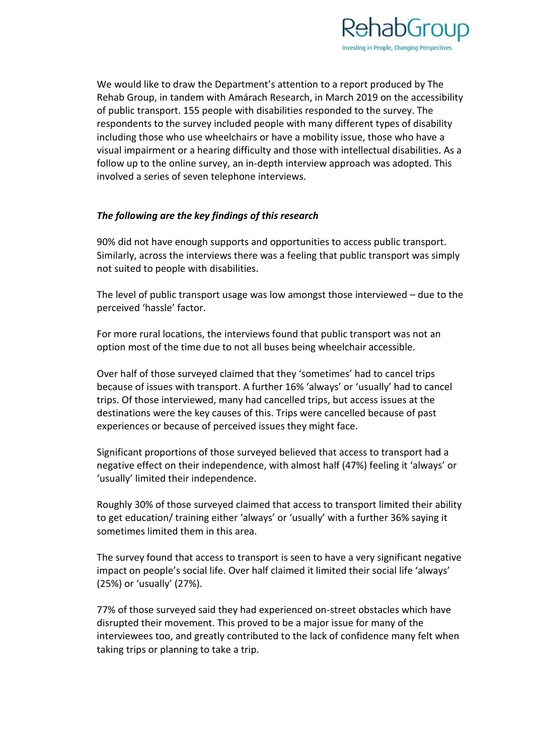We would like to draw the Department's attention to a report produced by The Rehab Group, in tandem with Amárach Research, in March 2019 on the accessibility of public transport. 155 people with disabilities responded to the survey. The respondents to the survey included people with many different types of disability including those who use wheelchairs or have a mobility issue, those who have a visual impairment or a hearing difficulty and those with intellectual disabilities. As a follow up to the online survey, an in-depth interview approach was adopted. This involved a series of seven telephone interviews.

***The following are the key findings of this research***

90% did not have enough supports and opportunities to access public transport. Similarly, across the interviews there was a feeling that public transport was simply not suited to people with disabilities.

The level of public transport usage was low amongst those interviewed – due to the perceived 'hassle' factor.

For more rural locations, the interviews found that public transport was not an option most of the time due to not all buses being wheelchair accessible.

Over half of those surveyed claimed that they 'sometimes' had to cancel trips because of issues with transport. A further 16% 'always' or 'usually' had to cancel trips. Of those interviewed, many had cancelled trips, but access issues at the destinations were the key causes of this. Trips were cancelled because of past experiences or because of perceived issues they might face.

Significant proportions of those surveyed believed that access to transport had a negative effect on their independence, with almost half (47%) feeling it 'always' or 'usually' limited their independence.

Roughly 30% of those surveyed claimed that access to transport limited their ability to get education/ training either 'always' or 'usually' with a further 36% saying it sometimes limited them in this area.

The survey found that access to transport is seen to have a very significant negative impact on people's social life. Over half claimed it limited their social life 'always' (25%) or 'usually' (27%).

77% of those surveyed said they had experienced on-street obstacles which have disrupted their movement. This proved to be a major issue for many of the interviewees too, and greatly contributed to the lack of confidence many felt when taking trips or planning to take a trip.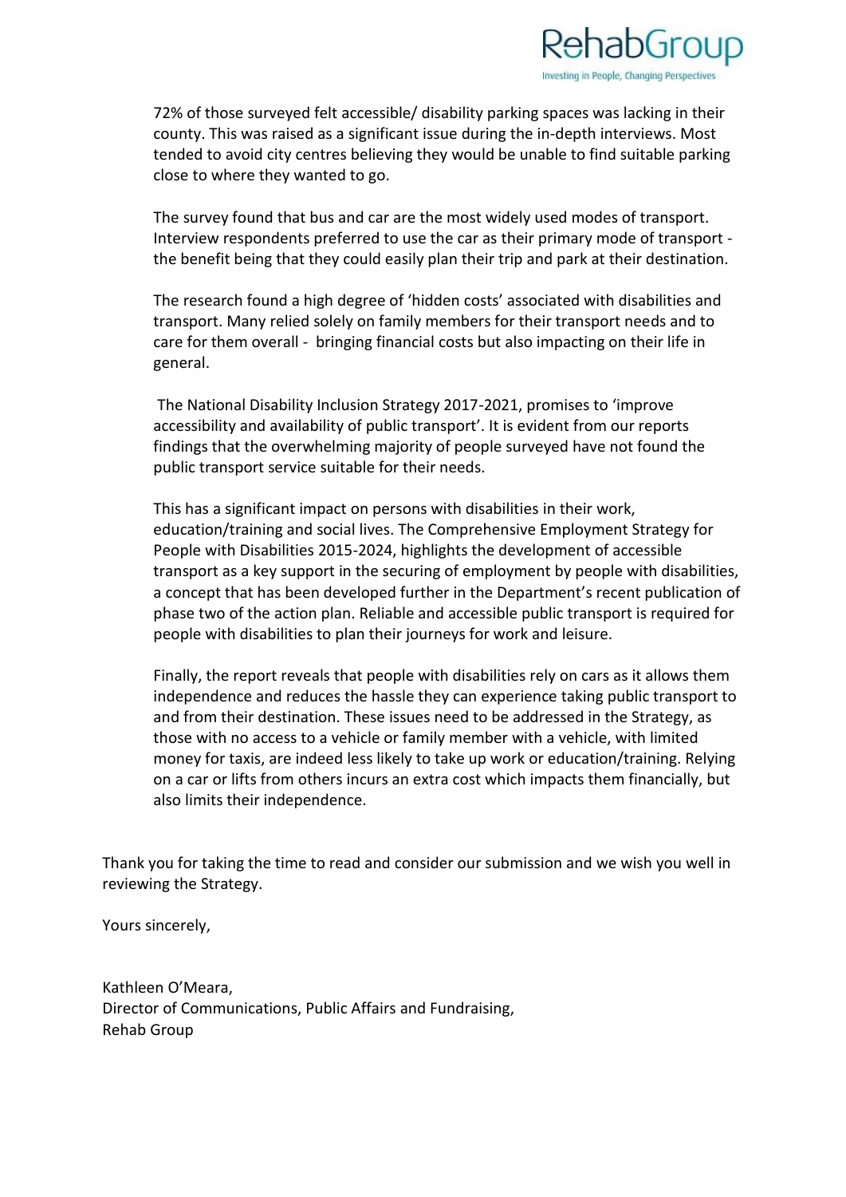72% of those surveyed felt accessible/ disability parking spaces was lacking in their county. This was raised as a significant issue during the in-depth interviews. Most tended to avoid city centres believing they would be unable to find suitable parking close to where they wanted to go.

The survey found that bus and car are the most widely used modes of transport. Interview respondents preferred to use the car as their primary mode of transport - the benefit being that they could easily plan their trip and park at their destination.

The research found a high degree of 'hidden costs' associated with disabilities and transport. Many relied solely on family members for their transport needs and to care for them overall - bringing financial costs but also impacting on their life in general.

The National Disability Inclusion Strategy 2017-2021, promises to 'improve accessibility and availability of public transport'. It is evident from our reports findings that the overwhelming majority of people surveyed have not found the public transport service suitable for their needs.

This has a significant impact on persons with disabilities in their work, education/training and social lives. The Comprehensive Employment Strategy for People with Disabilities 2015-2024, highlights the development of accessible transport as a key support in the securing of employment by people with disabilities, a concept that has been developed further in the Department's recent publication of phase two of the action plan. Reliable and accessible public transport is required for people with disabilities to plan their journeys for work and leisure.

Finally, the report reveals that people with disabilities rely on cars as it allows them independence and reduces the hassle they can experience taking public transport to and from their destination. These issues need to be addressed in the Strategy, as those with no access to a vehicle or family member with a vehicle, with limited money for taxis, are indeed less likely to take up work or education/training. Relying on a car or lifts from others incurs an extra cost which impacts them financially, but also limits their independence.

Thank you for taking the time to read and consider our submission and we wish you well in reviewing the Strategy.

Yours sincerely,

Kathleen O'Meara,
Director of Communications, Public Affairs and Fundraising,
Rehab Group